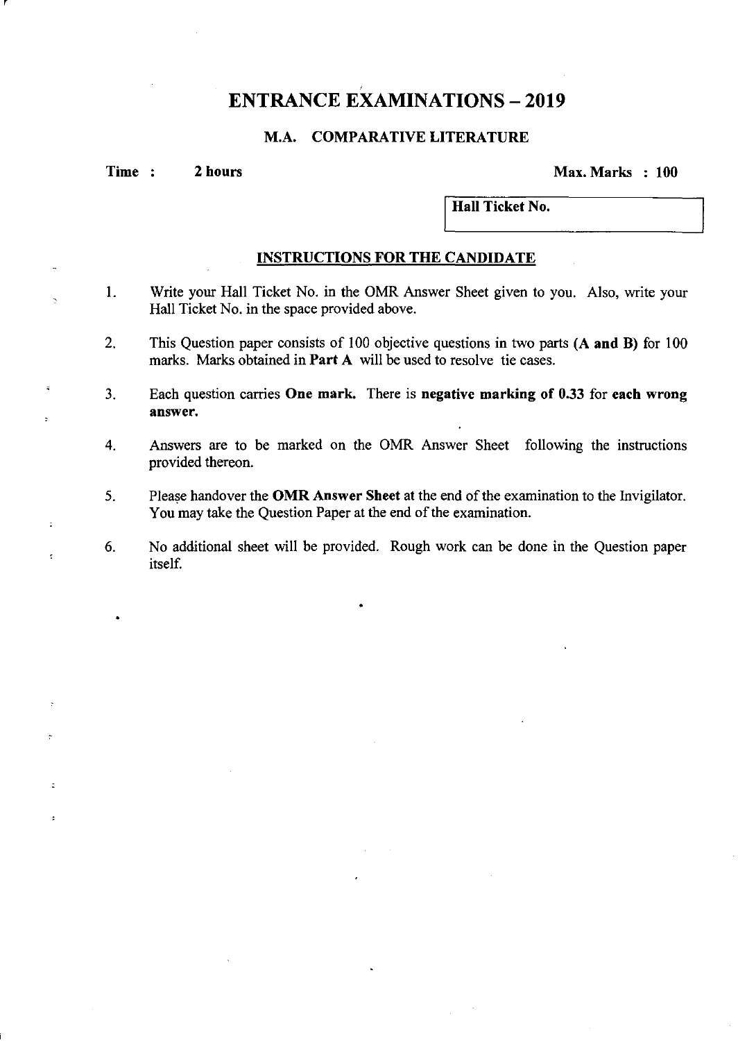# ENTRANCE EXAMINATIONS – 2019

## M.A. COMPARATIVE LITERATURE

**Time : 2 hours** **Max. Marks : 100**

**Hall Ticket No.**

### INSTRUCTIONS FOR THE CANDIDATE

1. Write your Hall Ticket No. in the OMR Answer Sheet given to you. Also, write your Hall Ticket No. in the space provided above.

2. This Question paper consists of 100 objective questions in two parts **(A and B)** for 100 marks. Marks obtained in **Part A** will be used to resolve tie cases.

3. Each question carries **One mark.** There is **negative marking of 0.33** for **each wrong answer.**

4. Answers are to be marked on the OMR Answer Sheet following the instructions provided thereon.

5. Please handover the **OMR Answer Sheet** at the end of the examination to the Invigilator. You may take the Question Paper at the end of the examination.

6. No additional sheet will be provided. Rough work can be done in the Question paper itself.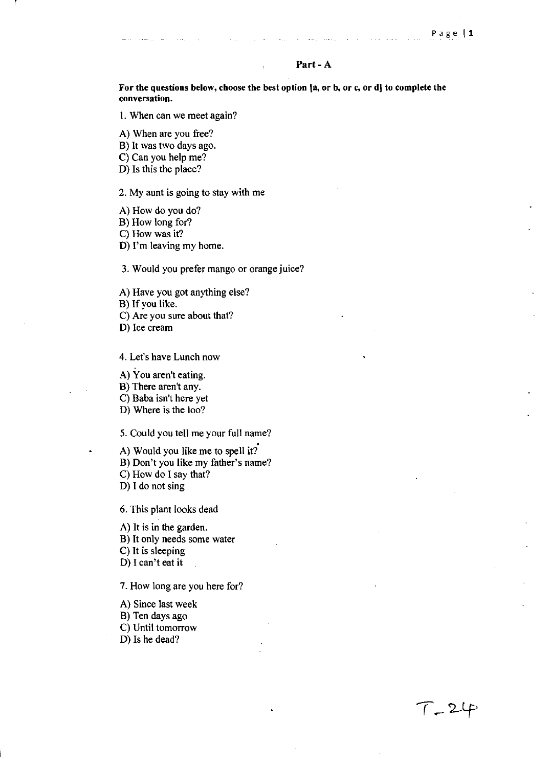## Part - A

**For the questions below, choose the best option [a, or b, or c, or d] to complete the conversation.**

1. When can we meet again?

A) When are you free?
B) It was two days ago.
C) Can you help me?
D) Is this the place?

2. My aunt is going to stay with me

A) How do you do?
B) How long for?
C) How was it?
D) I'm leaving my home.

3. Would you prefer mango or orange juice?

A) Have you got anything else?
B) If you like.
C) Are you sure about that?
D) Ice cream

4. Let's have Lunch now

A) You aren't eating.
B) There aren't any.
C) Baba isn't here yet
D) Where is the loo?

5. Could you tell me your full name?

A) Would you like me to spell it?
B) Don't you like my father's name?
C) How do I say that?
D) I do not sing

6. This plant looks dead

A) It is in the garden.
B) It only needs some water
C) It is sleeping
D) I can't eat it

7. How long are you here for?

A) Since last week
B) Ten days ago
C) Until tomorrow
D) Is he dead?

T-24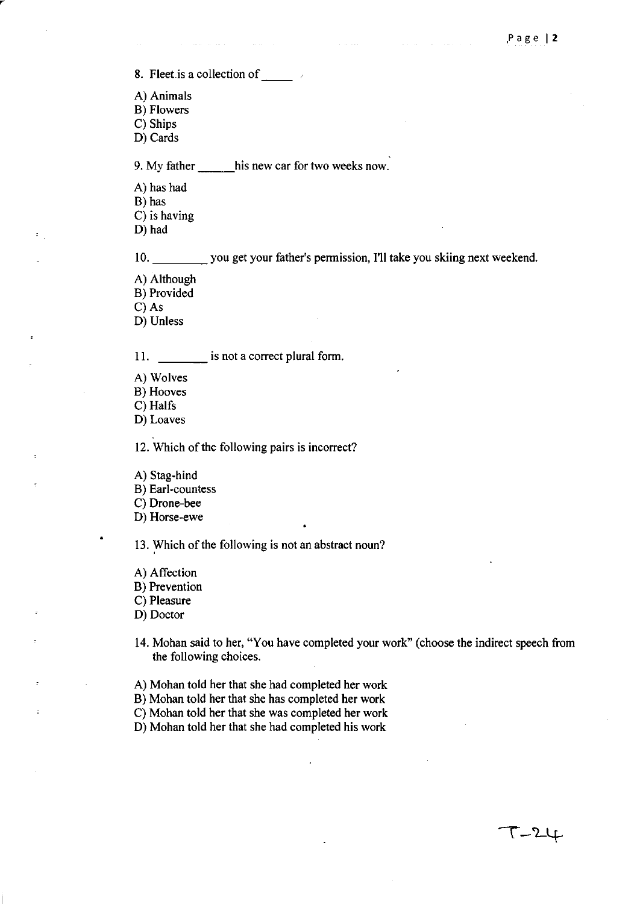8. Fleet is a collection of _____

A) Animals
B) Flowers
C) Ships
D) Cards

9. My father ______his new car for two weeks now.

A) has had
B) has
C) is having
D) had

10. _________ you get your father's permission, I'll take you skiing next weekend.

A) Although
B) Provided
C) As
D) Unless

11. ________ is not a correct plural form.

A) Wolves
B) Hooves
C) Halfs
D) Loaves

12. Which of the following pairs is incorrect?

A) Stag-hind
B) Earl-countess
C) Drone-bee
D) Horse-ewe

13. Which of the following is not an abstract noun?

A) Affection
B) Prevention
C) Pleasure
D) Doctor

14. Mohan said to her, "You have completed your work" (choose the indirect speech from the following choices.

A) Mohan told her that she had completed her work
B) Mohan told her that she has completed her work
C) Mohan told her that she was completed her work
D) Mohan told her that she had completed his work

T-24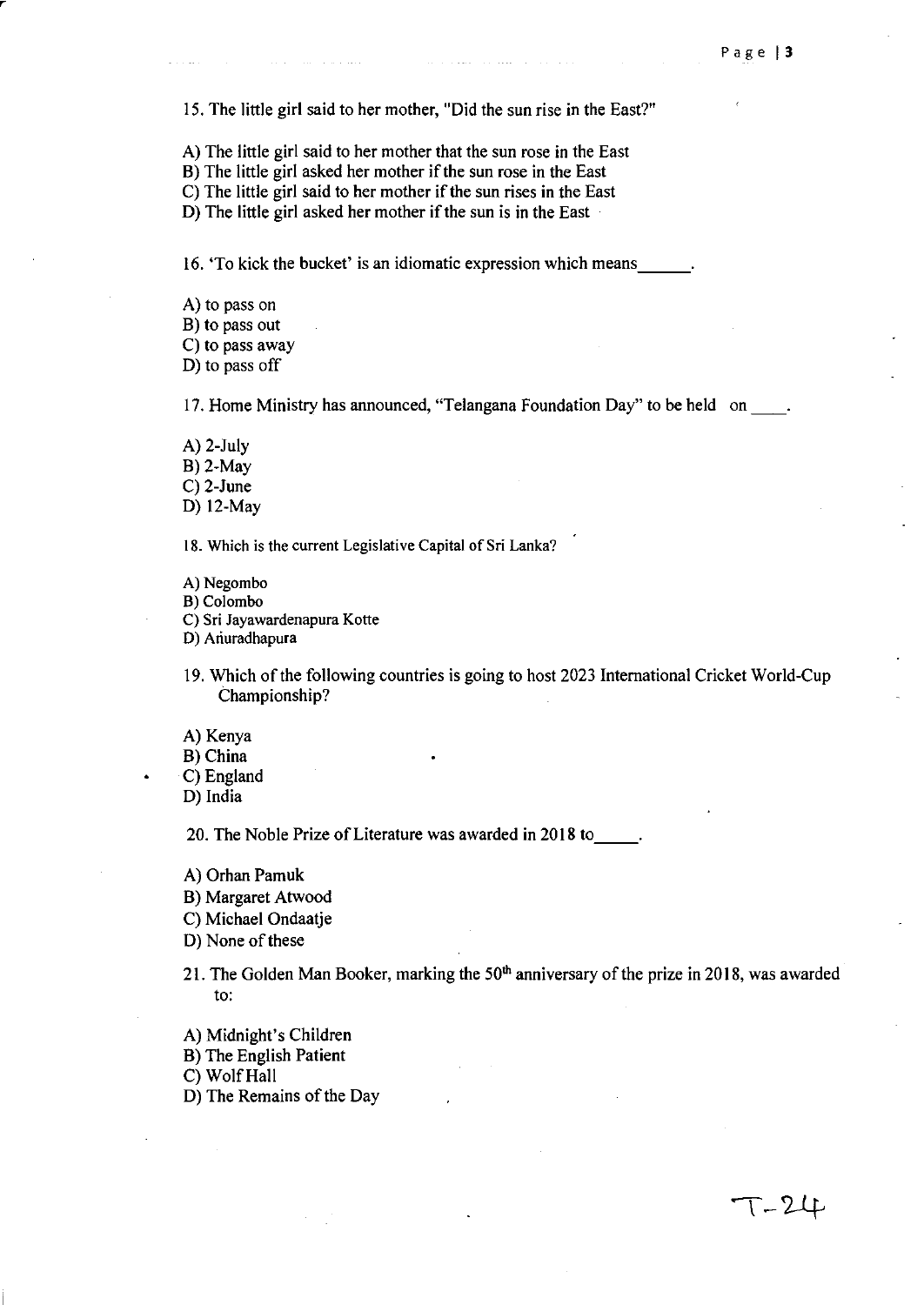15. The little girl said to her mother, "Did the sun rise in the East?"

A) The little girl said to her mother that the sun rose in the East
B) The little girl asked her mother if the sun rose in the East
C) The little girl said to her mother if the sun rises in the East
D) The little girl asked her mother if the sun is in the East

16. 'To kick the bucket' is an idiomatic expression which means______.

A) to pass on
B) to pass out
C) to pass away
D) to pass off

17. Home Ministry has announced, "Telangana Foundation Day" to be held on ____.

A) 2-July
B) 2-May
C) 2-June
D) 12-May

18. Which is the current Legislative Capital of Sri Lanka?

A) Negombo
B) Colombo
C) Sri Jayawardenapura Kotte
D) Anuradhapura

19. Which of the following countries is going to host 2023 International Cricket World-Cup Championship?

A) Kenya
B) China
C) England
D) India

20. The Noble Prize of Literature was awarded in 2018 to_____.

A) Orhan Pamuk
B) Margaret Atwood
C) Michael Ondaatje
D) None of these

21. The Golden Man Booker, marking the 50th anniversary of the prize in 2018, was awarded to:

A) Midnight's Children
B) The English Patient
C) Wolf Hall
D) The Remains of the Day

T-24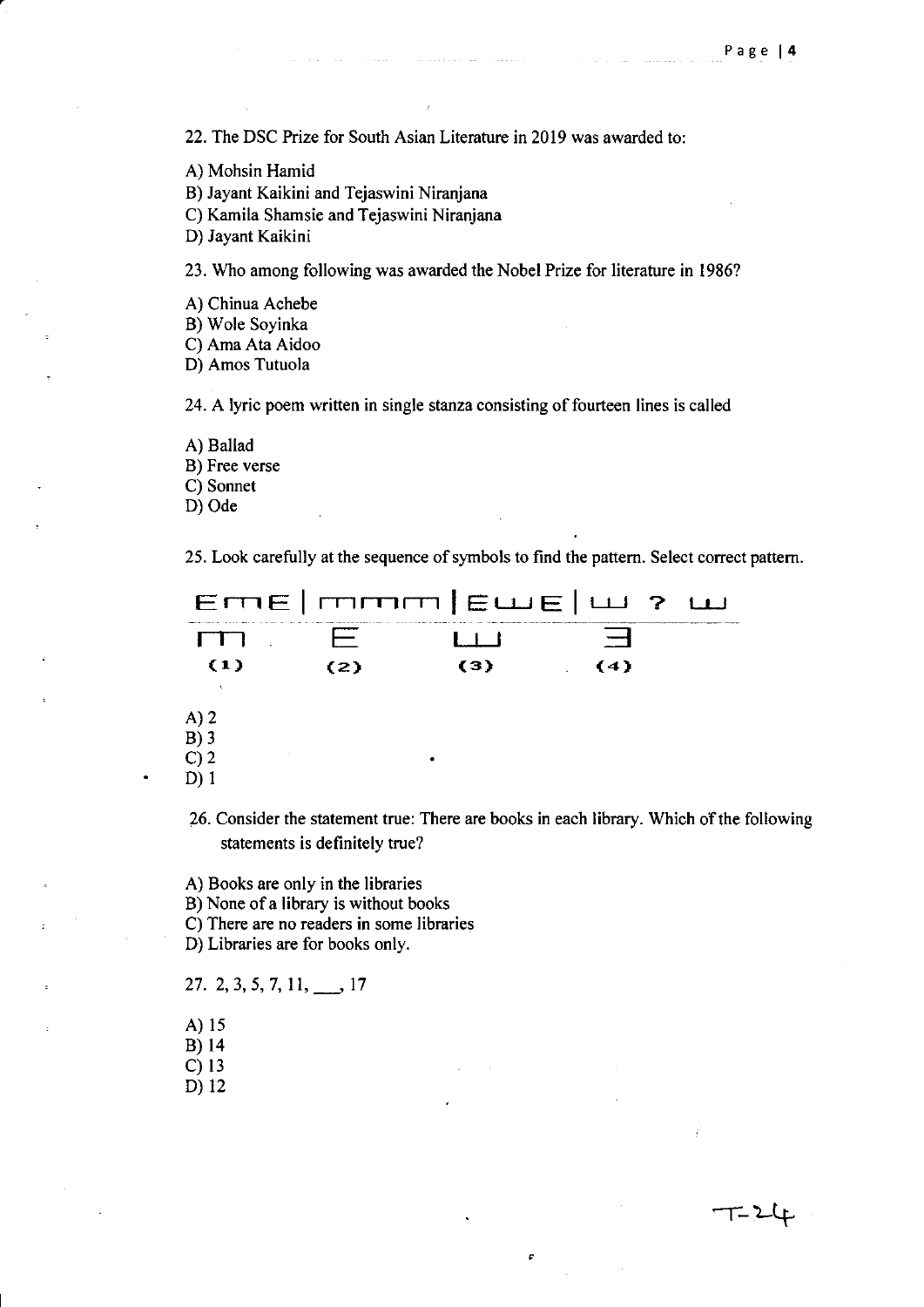22. The DSC Prize for South Asian Literature in 2019 was awarded to:

A) Mohsin Hamid
B) Jayant Kaikini and Tejaswini Niranjana
C) Kamila Shamsie and Tejaswini Niranjana
D) Jayant Kaikini

23. Who among following was awarded the Nobel Prize for literature in 1986?

A) Chinua Achebe
B) Wole Soyinka
C) Ama Ata Aidoo
D) Amos Tutuola

24. A lyric poem written in single stanza consisting of fourteen lines is called

A) Ballad
B) Free verse
C) Sonnet
D) Ode

25. Look carefully at the sequence of symbols to find the pattern. Select correct pattern.

E m E | m m m | E w E | w ? w

(1) m (2) E (3) w (4) Ǝ

A) 2
B) 3
C) 2
D) 1

26. Consider the statement true: There are books in each library. Which of the following statements is definitely true?

A) Books are only in the libraries
B) None of a library is without books
C) There are no readers in some libraries
D) Libraries are for books only.

27. 2, 3, 5, 7, 11, ___, 17

A) 15
B) 14
C) 13
D) 12

T-24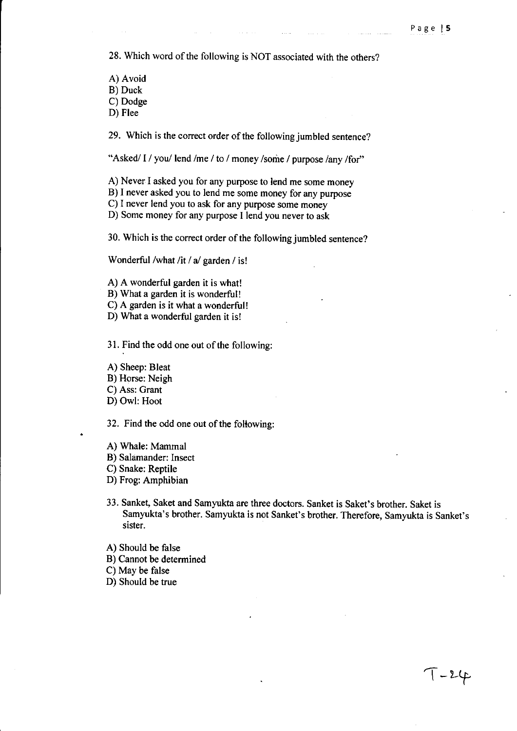28. Which word of the following is NOT associated with the others?

A) Avoid
B) Duck
C) Dodge
D) Flee

29. Which is the correct order of the following jumbled sentence?

"Asked/ I / you/ lend /me / to / money /some / purpose /any /for"

A) Never I asked you for any purpose to lend me some money
B) I never asked you to lend me some money for any purpose
C) I never lend you to ask for any purpose some money
D) Some money for any purpose I lend you never to ask

30. Which is the correct order of the following jumbled sentence?

Wonderful /what /it / a/ garden / is!

A) A wonderful garden it is what!
B) What a garden it is wonderful!
C) A garden is it what a wonderful!
D) What a wonderful garden it is!

31. Find the odd one out of the following:

A) Sheep: Bleat
B) Horse: Neigh
C) Ass: Grant
D) Owl: Hoot

32. Find the odd one out of the following:

A) Whale: Mammal
B) Salamander: Insect
C) Snake: Reptile
D) Frog: Amphibian

33. Sanket, Saket and Samyukta are three doctors. Sanket is Saket's brother. Saket is Samyukta's brother. Samyukta is not Sanket's brother. Therefore, Samyukta is Sanket's sister.

A) Should be false
B) Cannot be determined
C) May be false
D) Should be true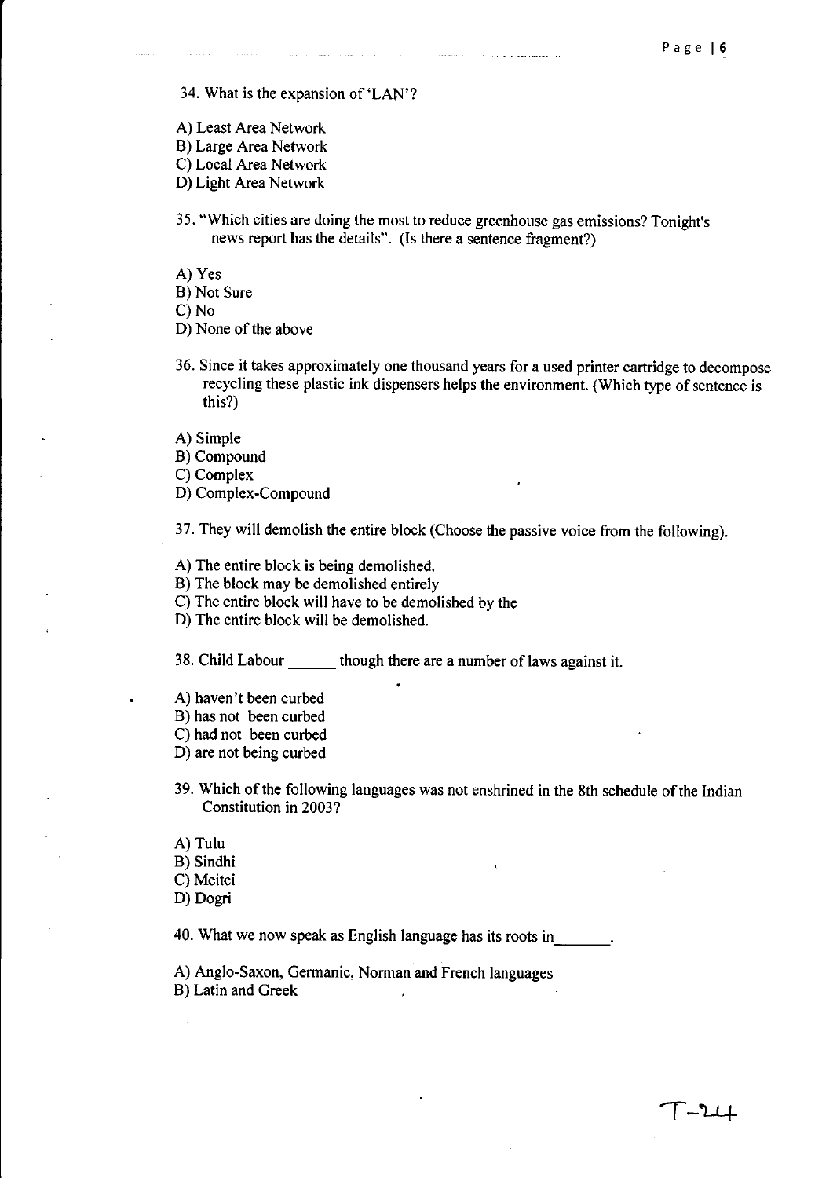34. What is the expansion of 'LAN'?

A) Least Area Network
B) Large Area Network
C) Local Area Network
D) Light Area Network

35. "Which cities are doing the most to reduce greenhouse gas emissions? Tonight's news report has the details". (Is there a sentence fragment?)

A) Yes
B) Not Sure
C) No
D) None of the above

36. Since it takes approximately one thousand years for a used printer cartridge to decompose recycling these plastic ink dispensers helps the environment. (Which type of sentence is this?)

A) Simple
B) Compound
C) Complex
D) Complex-Compound

37. They will demolish the entire block (Choose the passive voice from the following).

A) The entire block is being demolished.
B) The block may be demolished entirely
C) The entire block will have to be demolished by the
D) The entire block will be demolished.

38. Child Labour ______ though there are a number of laws against it.

A) haven't been curbed
B) has not been curbed
C) had not been curbed
D) are not being curbed

39. Which of the following languages was not enshrined in the 8th schedule of the Indian Constitution in 2003?

A) Tulu
B) Sindhi
C) Meitei
D) Dogri

40. What we now speak as English language has its roots in_______.

A) Anglo-Saxon, Germanic, Norman and French languages
B) Latin and Greek

T-24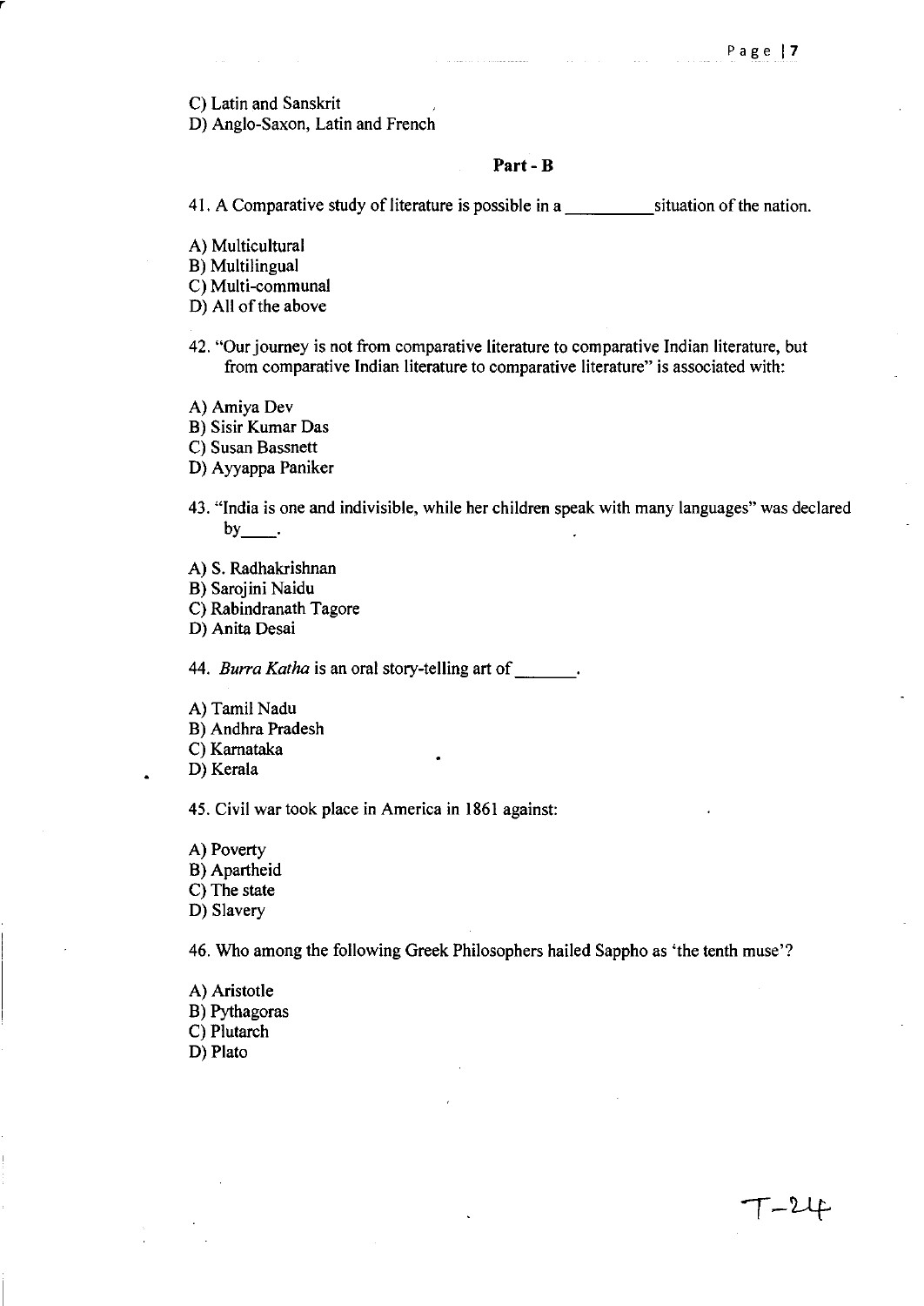C) Latin and Sanskrit
D) Anglo-Saxon, Latin and French

## Part - B

41. A Comparative study of literature is possible in a __________ situation of the nation.

A) Multicultural
B) Multilingual
C) Multi-communal
D) All of the above

42. "Our journey is not from comparative literature to comparative Indian literature, but from comparative Indian literature to comparative literature" is associated with:

A) Amiya Dev
B) Sisir Kumar Das
C) Susan Bassnett
D) Ayyappa Paniker

43. "India is one and indivisible, while her children speak with many languages" was declared by____.

A) S. Radhakrishnan
B) Sarojini Naidu
C) Rabindranath Tagore
D) Anita Desai

44. *Burra Katha* is an oral story-telling art of _______.

A) Tamil Nadu
B) Andhra Pradesh
C) Karnataka
D) Kerala

45. Civil war took place in America in 1861 against:

A) Poverty
B) Apartheid
C) The state
D) Slavery

46. Who among the following Greek Philosophers hailed Sappho as 'the tenth muse'?

A) Aristotle
B) Pythagoras
C) Plutarch
D) Plato

T-24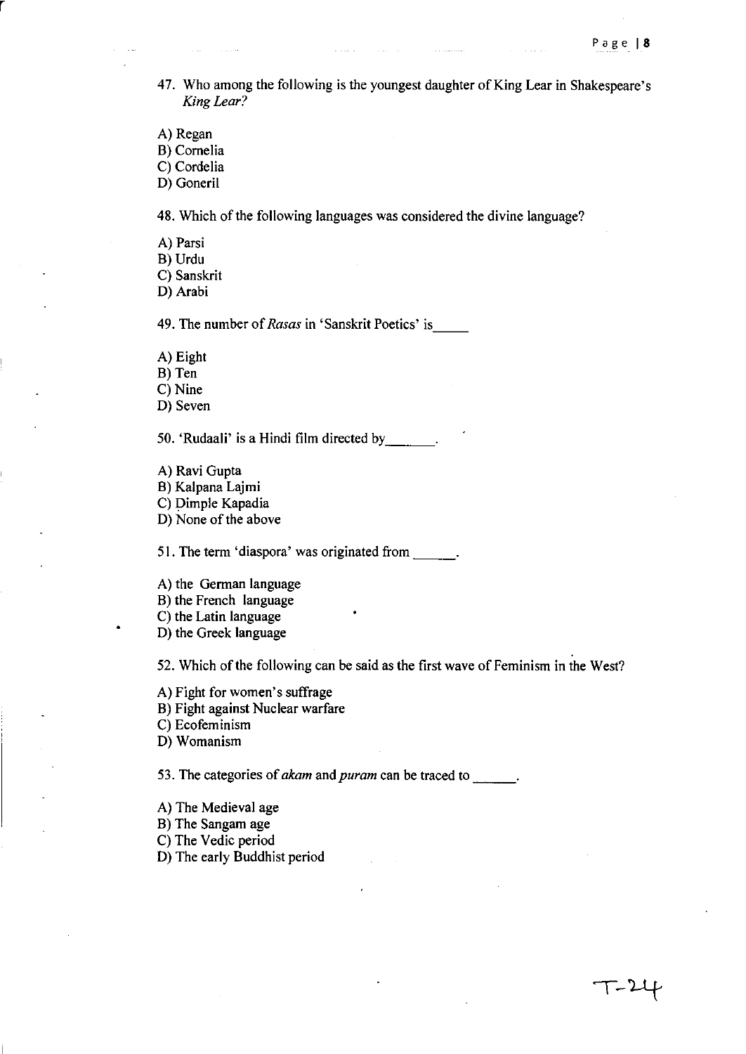47. Who among the following is the youngest daughter of King Lear in Shakespeare's *King Lear?*

A) Regan
B) Cornelia
C) Cordelia
D) Goneril

48. Which of the following languages was considered the divine language?

A) Parsi
B) Urdu
C) Sanskrit
D) Arabi

49. The number of *Rasas* in 'Sanskrit Poetics' is_____

A) Eight
B) Ten
C) Nine
D) Seven

50. 'Rudaali' is a Hindi film directed by_______.

A) Ravi Gupta
B) Kalpana Lajmi
C) Dimple Kapadia
D) None of the above

51. The term 'diaspora' was originated from ______.

A) the German language
B) the French language
C) the Latin language
D) the Greek language

52. Which of the following can be said as the first wave of Feminism in the West?

A) Fight for women's suffrage
B) Fight against Nuclear warfare
C) Ecofeminism
D) Womanism

53. The categories of *akam* and *puram* can be traced to ______.

A) The Medieval age
B) The Sangam age
C) The Vedic period
D) The early Buddhist period

T-24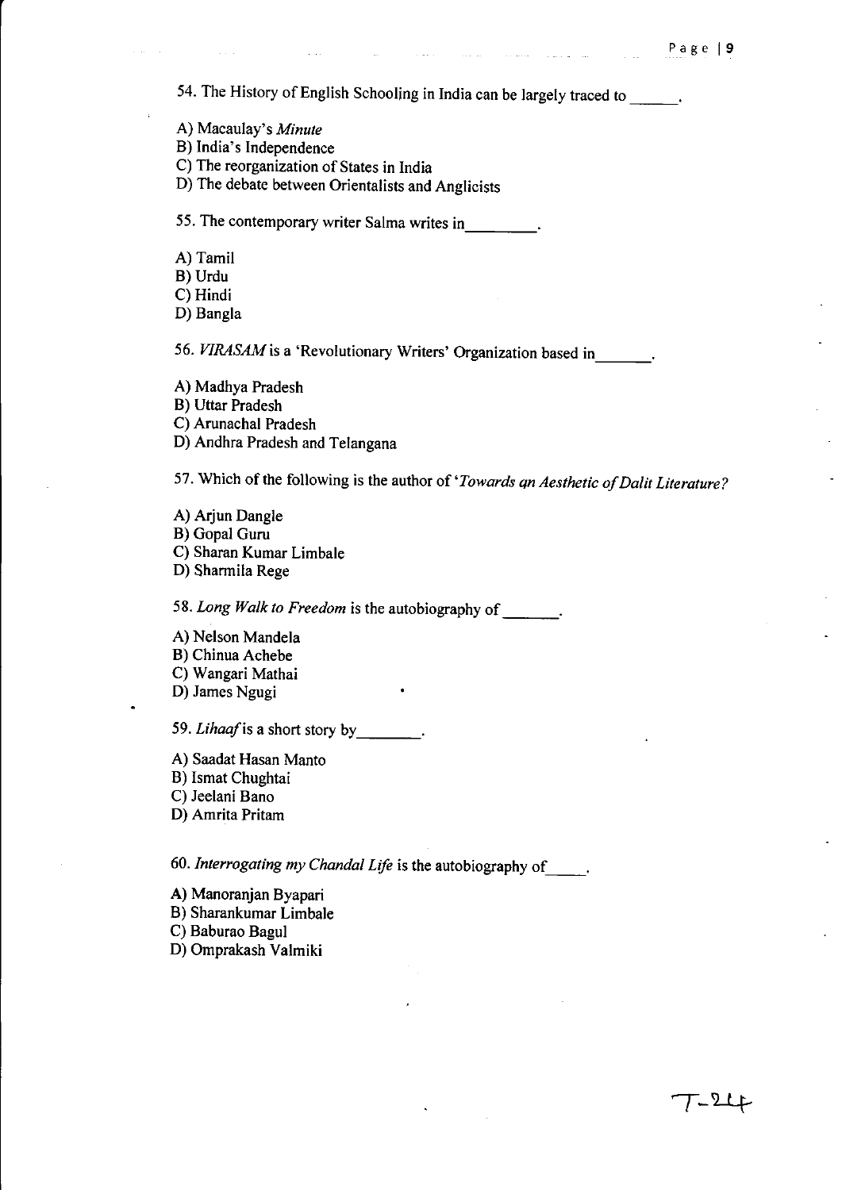54. The History of English Schooling in India can be largely traced to ______.

A) Macaulay's *Minute*
B) India's Independence
C) The reorganization of States in India
D) The debate between Orientalists and Anglicists

55. The contemporary writer Salma writes in_________.

A) Tamil
B) Urdu
C) Hindi
D) Bangla

56. *VIRASAM* is a 'Revolutionary Writers' Organization based in_______.

A) Madhya Pradesh
B) Uttar Pradesh
C) Arunachal Pradesh
D) Andhra Pradesh and Telangana

57. Which of the following is the author of '*Towards qn Aesthetic of Dalit Literature?*

A) Arjun Dangle
B) Gopal Guru
C) Sharan Kumar Limbale
D) Sharmila Rege

58. *Long Walk to Freedom* is the autobiography of _______.

A) Nelson Mandela
B) Chinua Achebe
C) Wangari Mathai
D) James Ngugi

59. *Lihaaf* is a short story by________.

A) Saadat Hasan Manto
B) Ismat Chughtai
C) Jeelani Bano
D) Amrita Pritam

60. *Interrogating my Chandal Life* is the autobiography of_____.

A) Manoranjan Byapari
B) Sharankumar Limbale
C) Baburao Bagul
D) Omprakash Valmiki

T-24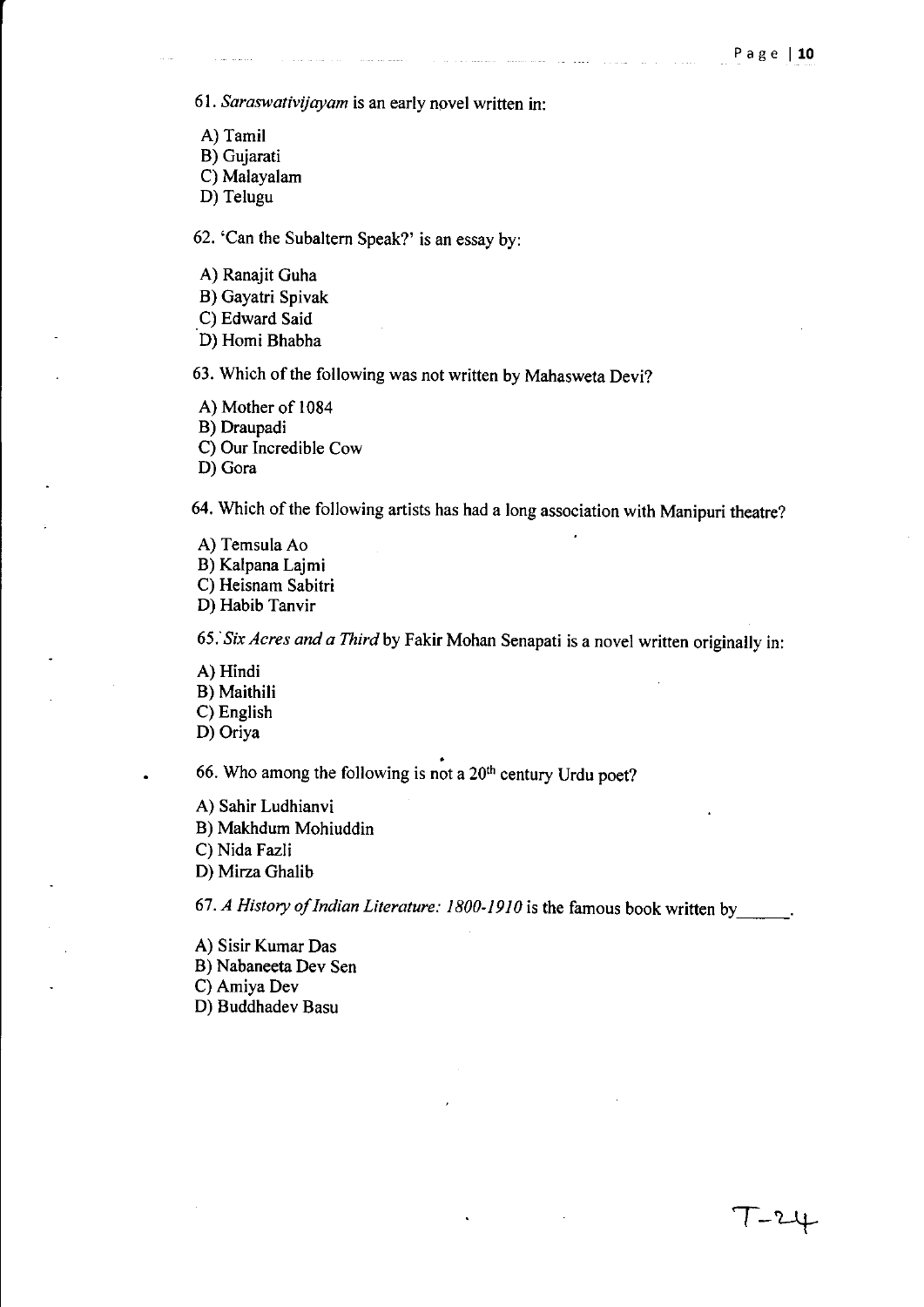61. *Saraswativijayam* is an early novel written in:

A) Tamil
B) Gujarati
C) Malayalam
D) Telugu

62. 'Can the Subaltern Speak?' is an essay by:

A) Ranajit Guha
B) Gayatri Spivak
C) Edward Said
D) Homi Bhabha

63. Which of the following was not written by Mahasweta Devi?

A) Mother of 1084
B) Draupadi
C) Our Incredible Cow
D) Gora

64. Which of the following artists has had a long association with Manipuri theatre?

A) Temsula Ao
B) Kalpana Lajmi
C) Heisnam Sabitri
D) Habib Tanvir

65. *Six Acres and a Third* by Fakir Mohan Senapati is a novel written originally in:

A) Hindi
B) Maithili
C) English
D) Oriya

66. Who among the following is not a 20th century Urdu poet?

A) Sahir Ludhianvi
B) Makhdum Mohiuddin
C) Nida Fazli
D) Mirza Ghalib

67. *A History of Indian Literature: 1800-1910* is the famous book written by______.

A) Sisir Kumar Das
B) Nabaneeta Dev Sen
C) Amiya Dev
D) Buddhadev Basu

T-24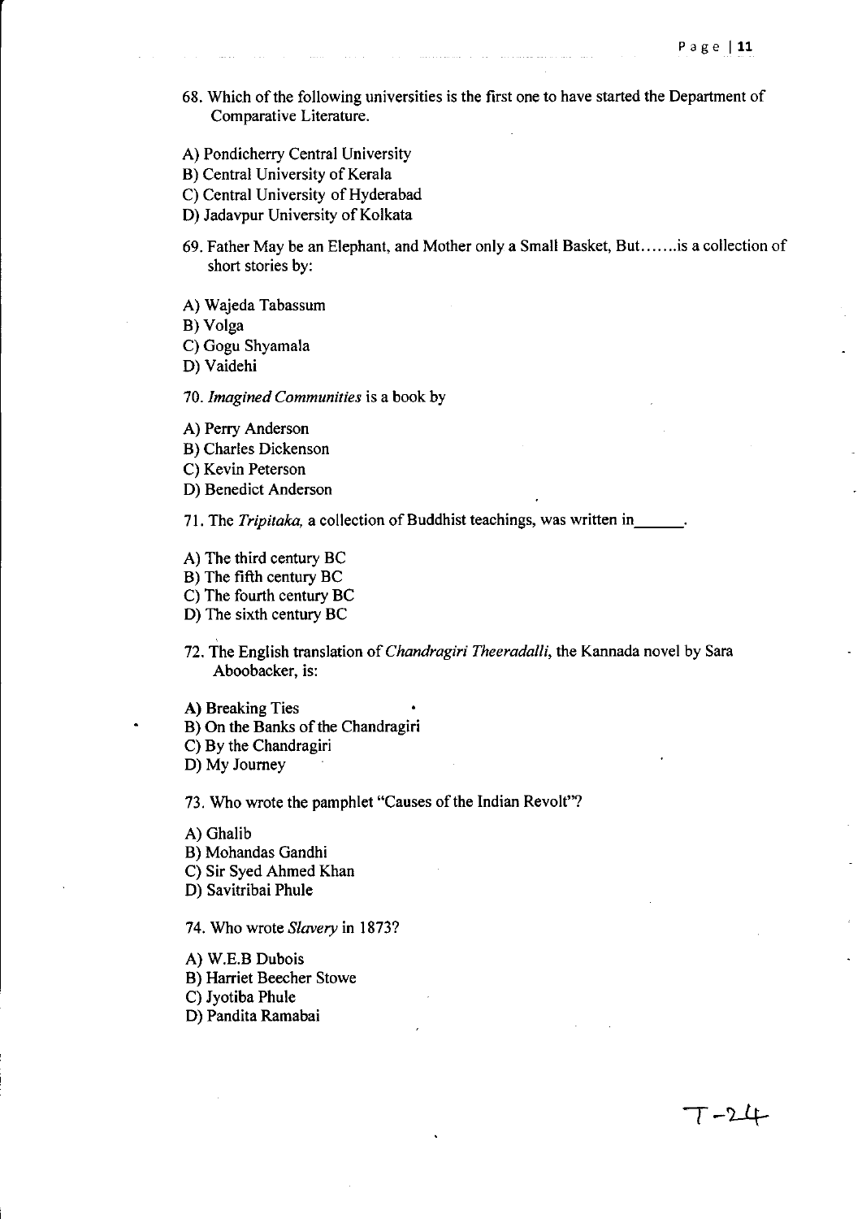68. Which of the following universities is the first one to have started the Department of Comparative Literature.

A) Pondicherry Central University
B) Central University of Kerala
C) Central University of Hyderabad
D) Jadavpur University of Kolkata

69. Father May be an Elephant, and Mother only a Small Basket, But…….is a collection of short stories by:

A) Wajeda Tabassum
B) Volga
C) Gogu Shyamala
D) Vaidehi

70. *Imagined Communities* is a book by

A) Perry Anderson
B) Charles Dickenson
C) Kevin Peterson
D) Benedict Anderson

71. The *Tripitaka,* a collection of Buddhist teachings, was written in______.

A) The third century BC
B) The fifth century BC
C) The fourth century BC
D) The sixth century BC

72. The English translation of *Chandragiri Theeradalli*, the Kannada novel by Sara Aboobacker, is:

A) Breaking Ties
B) On the Banks of the Chandragiri
C) By the Chandragiri
D) My Journey

73. Who wrote the pamphlet "Causes of the Indian Revolt"?

A) Ghalib
B) Mohandas Gandhi
C) Sir Syed Ahmed Khan
D) Savitribai Phule

74. Who wrote *Slavery* in 1873?

A) W.E.B Dubois
B) Harriet Beecher Stowe
C) Jyotiba Phule
D) Pandita Ramabai

T-24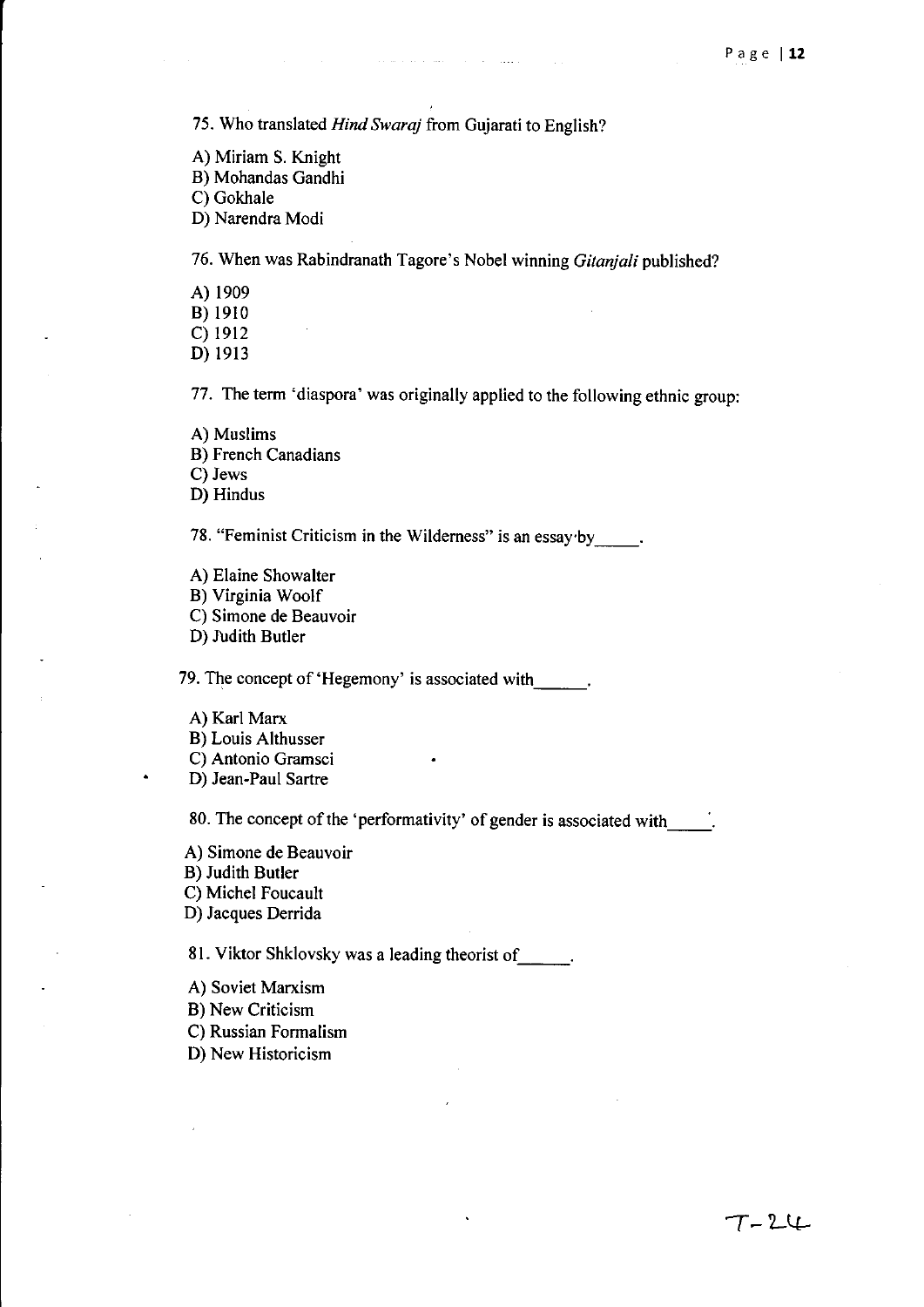75. Who translated *Hind Swaraj* from Gujarati to English?

A) Miriam S. Knight
B) Mohandas Gandhi
C) Gokhale
D) Narendra Modi

76. When was Rabindranath Tagore's Nobel winning *Gitanjali* published?

A) 1909
B) 1910
C) 1912
D) 1913

77. The term 'diaspora' was originally applied to the following ethnic group:

A) Muslims
B) French Canadians
C) Jews
D) Hindus

78. "Feminist Criticism in the Wilderness" is an essay by_____.

A) Elaine Showalter
B) Virginia Woolf
C) Simone de Beauvoir
D) Judith Butler

79. The concept of 'Hegemony' is associated with______.

A) Karl Marx
B) Louis Althusser
C) Antonio Gramsci
D) Jean-Paul Sartre

80. The concept of the 'performativity' of gender is associated with_____.

A) Simone de Beauvoir
B) Judith Butler
C) Michel Foucault
D) Jacques Derrida

81. Viktor Shklovsky was a leading theorist of______.

A) Soviet Marxism
B) New Criticism
C) Russian Formalism
D) New Historicism

T-24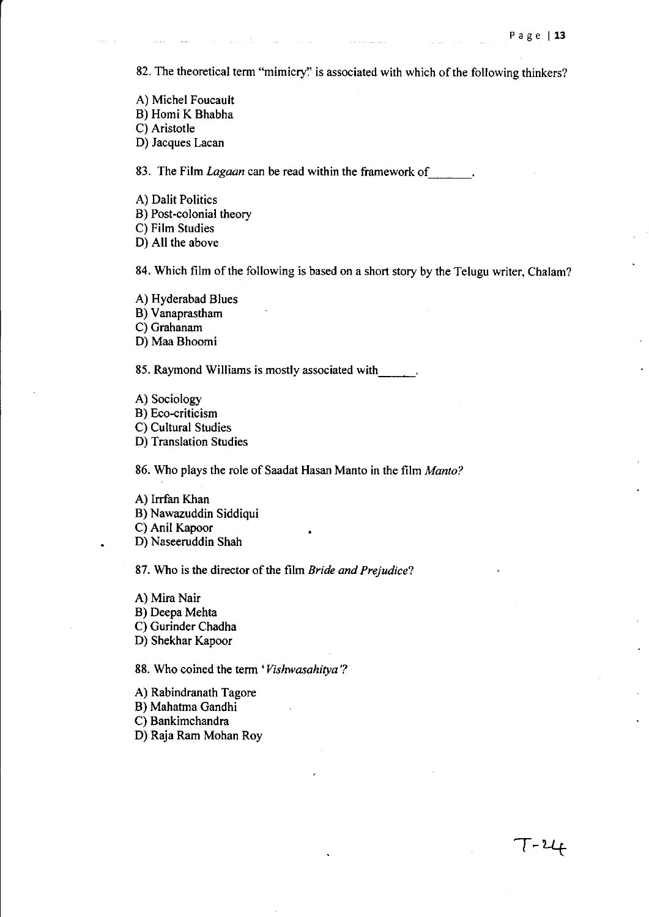82. The theoretical term "mimicry" is associated with which of the following thinkers?

A) Michel Foucault
B) Homi K Bhabha
C) Aristotle
D) Jacques Lacan

83. The Film *Lagaan* can be read within the framework of_______.

A) Dalit Politics
B) Post-colonial theory
C) Film Studies
D) All the above

84. Which film of the following is based on a short story by the Telugu writer, Chalam?

A) Hyderabad Blues
B) Vanaprastham
C) Grahanam
D) Maa Bhoomi

85. Raymond Williams is mostly associated with______.

A) Sociology
B) Eco-criticism
C) Cultural Studies
D) Translation Studies

86. Who plays the role of Saadat Hasan Manto in the film *Manto?*

A) Irrfan Khan
B) Nawazuddin Siddiqui
C) Anil Kapoor
D) Naseeruddin Shah

87. Who is the director of the film *Bride and Prejudice*?

A) Mira Nair
B) Deepa Mehta
C) Gurinder Chadha
D) Shekhar Kapoor

88. Who coined the term '*Vishwasahitya'*?

A) Rabindranath Tagore
B) Mahatma Gandhi
C) Bankimchandra
D) Raja Ram Mohan Roy

T-24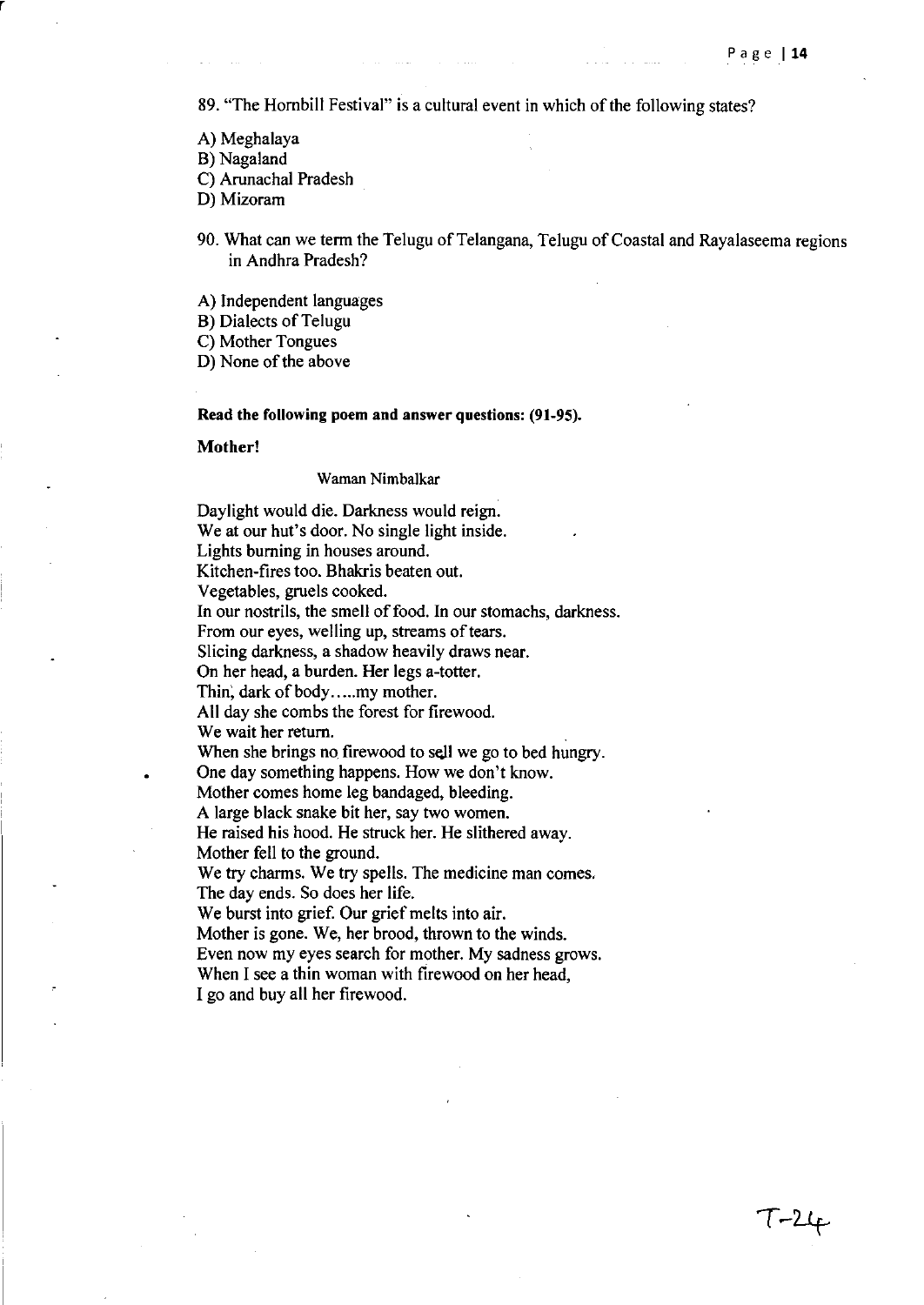89. "The Hornbill Festival" is a cultural event in which of the following states?

A) Meghalaya
B) Nagaland
C) Arunachal Pradesh
D) Mizoram

90. What can we term the Telugu of Telangana, Telugu of Coastal and Rayalaseema regions in Andhra Pradesh?

A) Independent languages
B) Dialects of Telugu
C) Mother Tongues
D) None of the above

**Read the following poem and answer questions: (91-95).**

**Mother!**

Waman Nimbalkar

Daylight would die. Darkness would reign.
We at our hut's door. No single light inside.
Lights burning in houses around.
Kitchen-fires too. Bhakris beaten out.
Vegetables, gruels cooked.
In our nostrils, the smell of food. In our stomachs, darkness.
From our eyes, welling up, streams of tears.
Slicing darkness, a shadow heavily draws near.
On her head, a burden. Her legs a-totter.
Thin, dark of body.....my mother.
All day she combs the forest for firewood.
We wait her return.
When she brings no firewood to sell we go to bed hungry.
One day something happens. How we don't know.
Mother comes home leg bandaged, bleeding.
A large black snake bit her, say two women.
He raised his hood. He struck her. He slithered away.
Mother fell to the ground.
We try charms. We try spells. The medicine man comes.
The day ends. So does her life.
We burst into grief. Our grief melts into air.
Mother is gone. We, her brood, thrown to the winds.
Even now my eyes search for mother. My sadness grows.
When I see a thin woman with firewood on her head,
I go and buy all her firewood.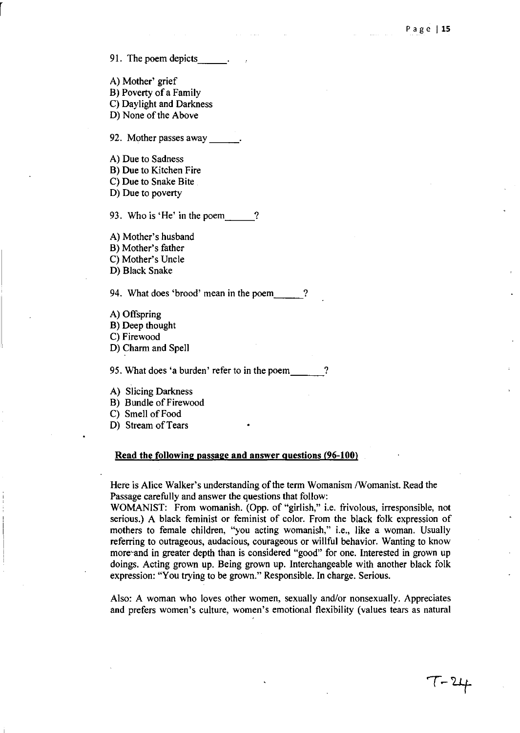91. The poem depicts______.

A) Mother' grief
B) Poverty of a Family
C) Daylight and Darkness
D) None of the Above

92. Mother passes away ______.

A) Due to Sadness
B) Due to Kitchen Fire
C) Due to Snake Bite
D) Due to poverty

93. Who is 'He' in the poem______?

A) Mother's husband
B) Mother's father
C) Mother's Uncle
D) Black Snake

94. What does 'brood' mean in the poem______?

A) Offspring
B) Deep thought
C) Firewood
D) Charm and Spell

95. What does 'a burden' refer to in the poem_______?

A) Slicing Darkness
B) Bundle of Firewood
C) Smell of Food
D) Stream of Tears

**Read the following passage and answer questions (96-100)**

Here is Alice Walker's understanding of the term Womanism /Womanist. Read the Passage carefully and answer the questions that follow:

WOMANIST: From womanish. (Opp. of "girlish," i.e. frivolous, irresponsible, not serious.) A black feminist or feminist of color. From the black folk expression of mothers to female children, "you acting womanish," i.e., like a woman. Usually referring to outrageous, audacious, courageous or willful behavior. Wanting to know more and in greater depth than is considered "good" for one. Interested in grown up doings. Acting grown up. Being grown up. Interchangeable with another black folk expression: "You trying to be grown." Responsible. In charge. Serious.

Also: A woman who loves other women, sexually and/or nonsexually. Appreciates and prefers women's culture, women's emotional flexibility (values tears as natural

T-24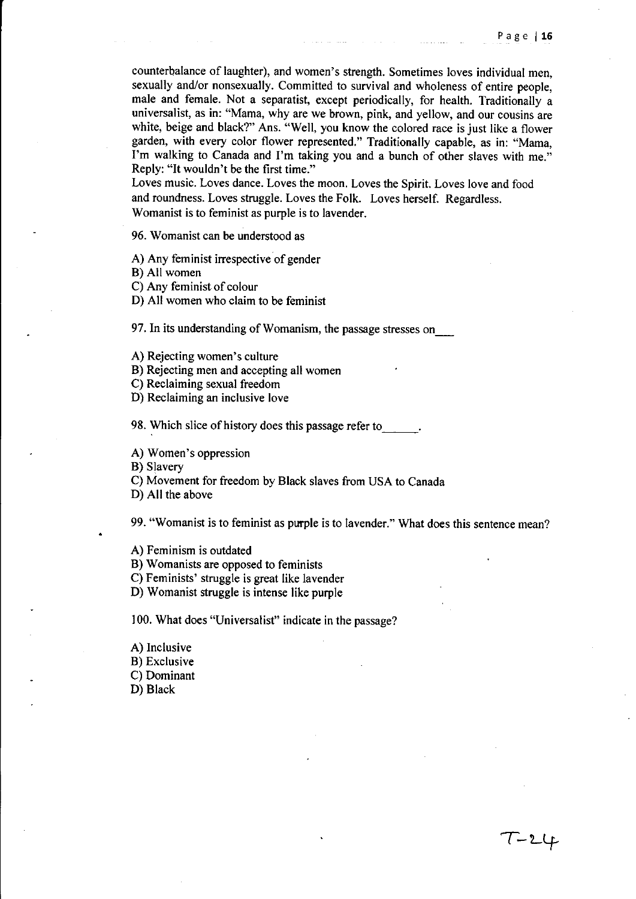counterbalance of laughter), and women's strength. Sometimes loves individual men, sexually and/or nonsexually. Committed to survival and wholeness of entire people, male and female. Not a separatist, except periodically, for health. Traditionally a universalist, as in: "Mama, why are we brown, pink, and yellow, and our cousins are white, beige and black?" Ans. "Well, you know the colored race is just like a flower garden, with every color flower represented." Traditionally capable, as in: "Mama, I'm walking to Canada and I'm taking you and a bunch of other slaves with me." Reply: "It wouldn't be the first time."
Loves music. Loves dance. Loves the moon. Loves the Spirit. Loves love and food and roundness. Loves struggle. Loves the Folk. Loves herself. Regardless.
Womanist is to feminist as purple is to lavender.

96. Womanist can be understood as

A) Any feminist irrespective of gender
B) All women
C) Any feminist of colour
D) All women who claim to be feminist

97. In its understanding of Womanism, the passage stresses on___

A) Rejecting women's culture
B) Rejecting men and accepting all women
C) Reclaiming sexual freedom
D) Reclaiming an inclusive love

98. Which slice of history does this passage refer to______.

A) Women's oppression
B) Slavery
C) Movement for freedom by Black slaves from USA to Canada
D) All the above

99. "Womanist is to feminist as purple is to lavender." What does this sentence mean?

A) Feminism is outdated
B) Womanists are opposed to feminists
C) Feminists' struggle is great like lavender
D) Womanist struggle is intense like purple

100. What does "Universalist" indicate in the passage?

A) Inclusive
B) Exclusive
C) Dominant
D) Black

T-24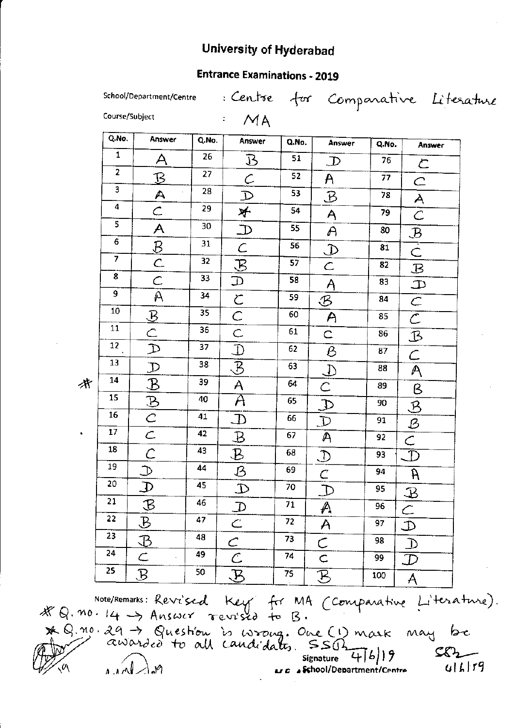# University of Hyderabad

## Entrance Examinations - 2019

School/Department/Centre : Centre for Comparative Literature

Course/Subject : MA

| Q.No. | Answer | Q.No. | Answer | Q.No. | Answer | Q.No. | Answer |
|---|---|---|---|---|---|---|---|
| 1 | A | 26 | B | 51 | D | 76 | C |
| 2 | B | 27 | C | 52 | A | 77 | C |
| 3 | A | 28 | D | 53 | B | 78 | A |
| 4 | C | 29 | * | 54 | A | 79 | C |
| 5 | A | 30 | D | 55 | A | 80 | B |
| 6 | B | 31 | C | 56 | D | 81 | C |
| 7 | C | 32 | B | 57 | C | 82 | B |
| 8 | C | 33 | D | 58 | A | 83 | D |
| 9 | A | 34 | C | 59 | B | 84 | C |
| 10 | B | 35 | C | 60 | A | 85 | C |
| 11 | C | 36 | C | 61 | C | 86 | B |
| 12 | D | 37 | D | 62 | B | 87 | C |
| 13 | D | 38 | B | 63 | D | 88 | A |
| # 14 | B | 39 | A | 64 | C | 89 | B |
| 15 | B | 40 | A | 65 | D | 90 | B |
| 16 | C | 41 | D | 66 | D | 91 | B |
| 17 | C | 42 | B | 67 | A | 92 | C |
| 18 | C | 43 | B | 68 | D | 93 | D |
| 19 | D | 44 | B | 69 | C | 94 | A |
| 20 | D | 45 | D | 70 | D | 95 | B |
| 21 | B | 46 | D | 71 | A | 96 | C |
| 22 | B | 47 | C | 72 | A | 97 | D |
| 23 | B | 48 | C | 73 | C | 98 | D |
| 24 | C | 49 | C | 74 | C | 99 | D |
| 25 | B | 50 | B | 75 | B | 100 | A |

Note/Remarks: Revised Key for MA (Comparative Literature).

# Q. no. 14 → Answer revised to B.

* Q. no. 29 → Question is wrong. One (1) mark may be awarded to all candidates. SSR 4/6/19

Signature SSR 4/6/19

I/c School/Department/Centre